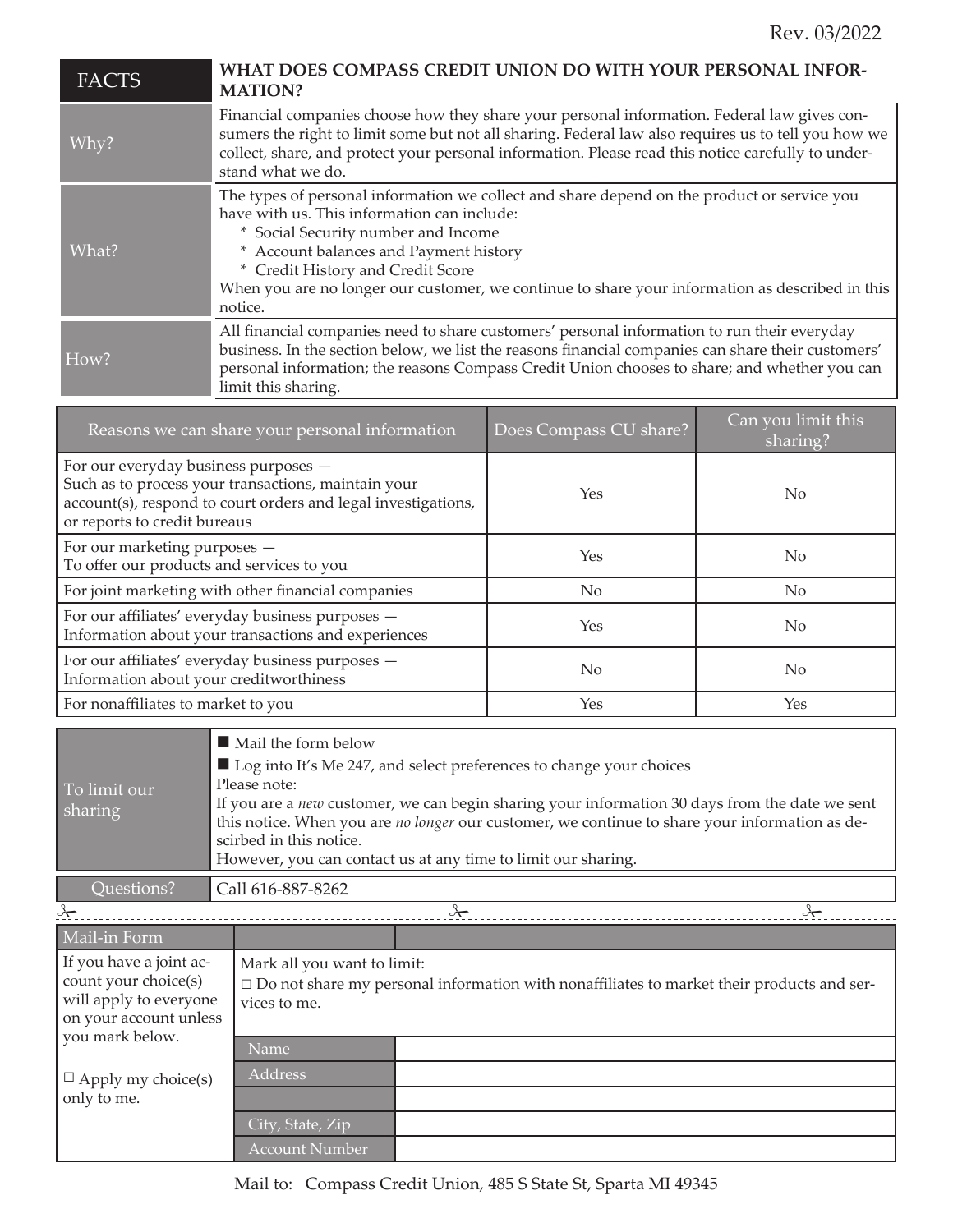Rev. 03/2022

| FACTS | WHAT DOES COMPASS CREDIT UNION DO WITH YOUR PERSONAL INFORMATION? |
|---|---|
| Why? | Financial companies choose how they share your personal information. Federal law gives consumers the right to limit some but not all sharing. Federal law also requires us to tell you how we collect, share, and protect your personal information. Please read this notice carefully to understand what we do. |
| What? | The types of personal information we collect and share depend on the product or service you have with us. This information can include:<br>* Social Security number and Income<br>* Account balances and Payment history<br>* Credit History and Credit Score<br>When you are no longer our customer, we continue to share your information as described in this notice. |
| How? | All financial companies need to share customers' personal information to run their everyday business. In the section below, we list the reasons financial companies can share their customers' personal information; the reasons Compass Credit Union chooses to share; and whether you can limit this sharing. |

| Reasons we can share your personal information | Does Compass CU share? | Can you limit this sharing? |
|---|---|---|
| For our everyday business purposes — Such as to process your transactions, maintain your account(s), respond to court orders and legal investigations, or reports to credit bureaus | Yes | No |
| For our marketing purposes — To offer our products and services to you | Yes | No |
| For joint marketing with other financial companies | No | No |
| For our affiliates' everyday business purposes — Information about your transactions and experiences | Yes | No |
| For our affiliates' everyday business purposes — Information about your creditworthiness | No | No |
| For nonaffiliates to market to you | Yes | Yes |

| To limit our sharing | ■ Mail the form below<br>■ Log into It's Me 247, and select preferences to change your choices<br>Please note:<br>If you are a *new* customer, we can begin sharing your information 30 days from the date we sent this notice. When you are *no longer* our customer, we continue to share your information as descirbed in this notice.<br>However, you can contact us at any time to limit our sharing. |
|---|---|
| Questions? | Call 616-887-8262 |

| Mail-in Form | | |
|---|---|---|
| If you have a joint account your choice(s) will apply to everyone on your account unless you mark below.<br><br>☐ Apply my choice(s) only to me. | Mark all you want to limit:<br>☐ Do not share my personal information with nonaffiliates to market their products and services to me. | |
| | Name | |
| | Address | |
| | | |
| | City, State, Zip | |
| | Account Number | |

Mail to: Compass Credit Union, 485 S State St, Sparta MI 49345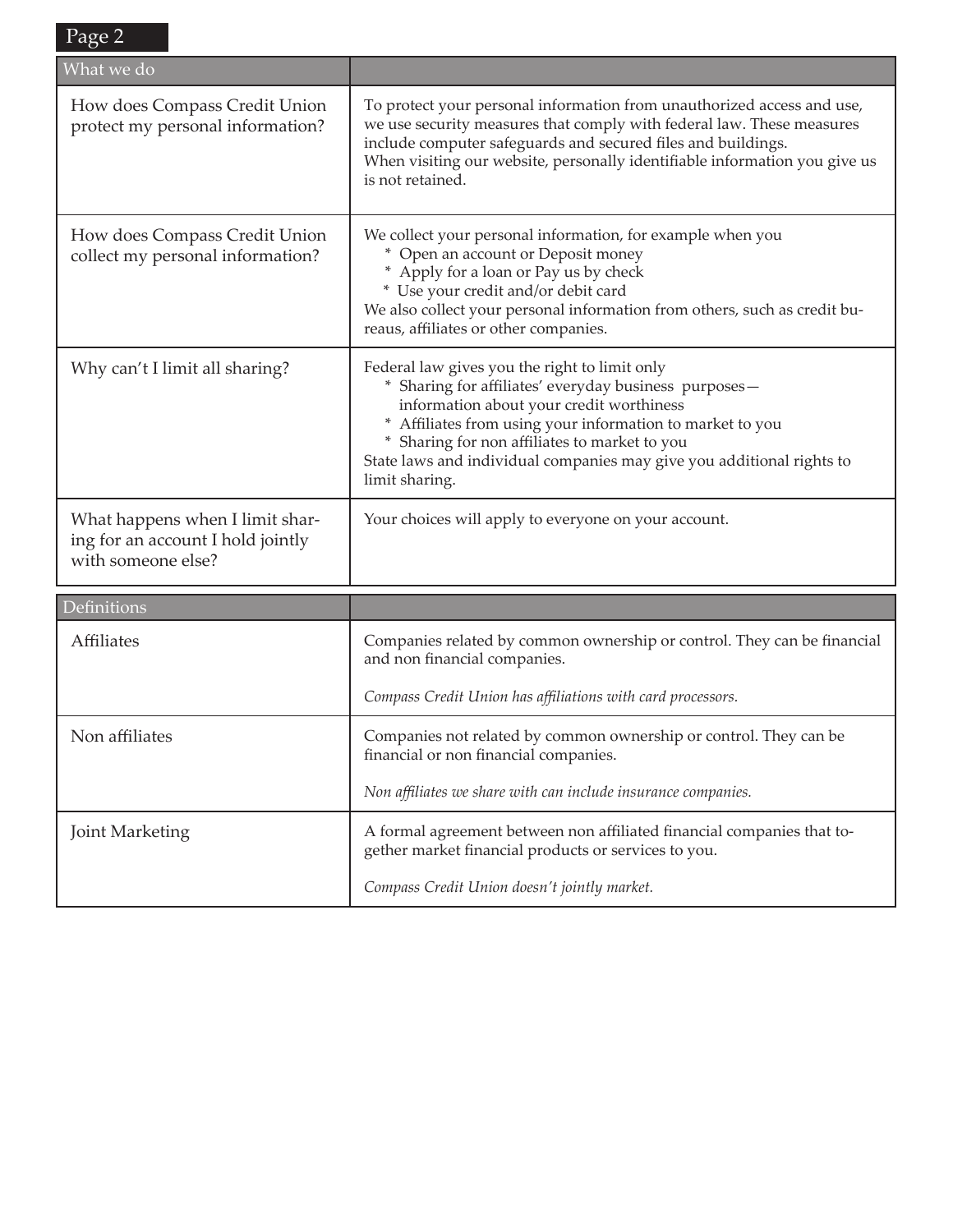| What we do | |
|---|---|
| How does Compass Credit Union protect my personal information? | To protect your personal information from unauthorized access and use, we use security measures that comply with federal law. These measures include computer safeguards and secured files and buildings.<br>When visiting our website, personally identifiable information you give us is not retained. |
| How does Compass Credit Union collect my personal information? | We collect your personal information, for example when you<br>* Open an account or Deposit money<br>* Apply for a loan or Pay us by check<br>* Use your credit and/or debit card<br>We also collect your personal information from others, such as credit bureaus, affiliates or other companies. |
| Why can't I limit all sharing? | Federal law gives you the right to limit only<br>* Sharing for affiliates' everyday business purposes—information about your credit worthiness<br>* Affiliates from using your information to market to you<br>* Sharing for non affiliates to market to you<br>State laws and individual companies may give you additional rights to limit sharing. |
| What happens when I limit sharing for an account I hold jointly with someone else? | Your choices will apply to everyone on your account. |

| Definitions | |
|---|---|
| Affiliates | Companies related by common ownership or control. They can be financial and non financial companies.<br><br>*Compass Credit Union has affiliations with card processors.* |
| Non affiliates | Companies not related by common ownership or control. They can be financial or non financial companies.<br><br>*Non affiliates we share with can include insurance companies.* |
| Joint Marketing | A formal agreement between non affiliated financial companies that together market financial products or services to you.<br><br>*Compass Credit Union doesn't jointly market.* |